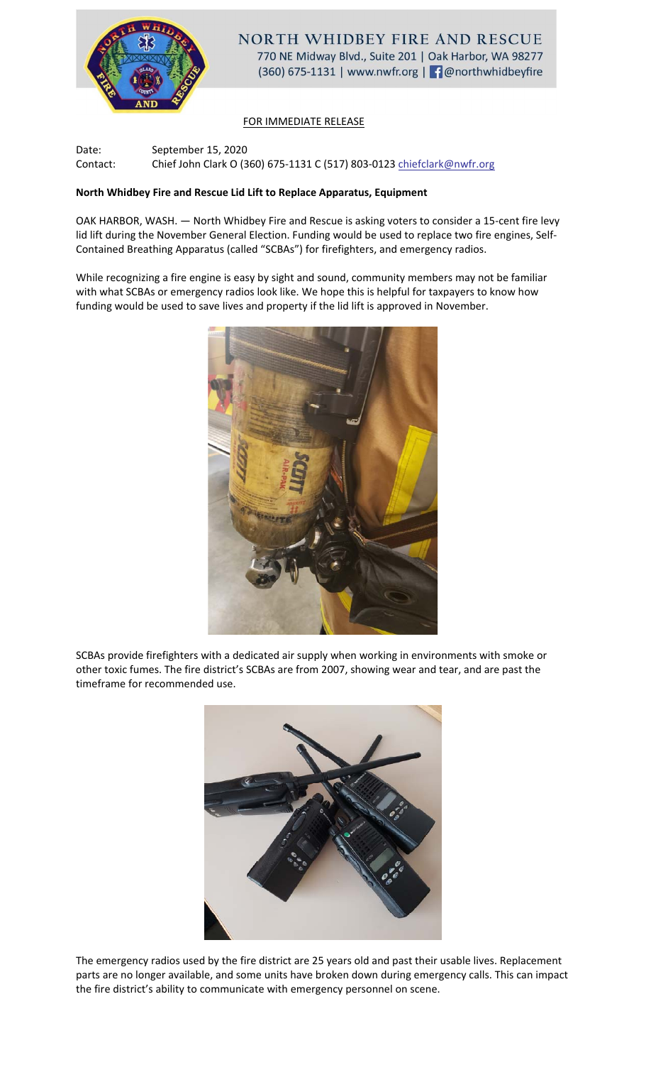NORTH WHIDBEY FIRE AND RESCUE
770 NE Midway Blvd., Suite 201 | Oak Harbor, WA 98277
(360) 675-1131 | www.nwfr.org | @northwhidbeyfire

FOR IMMEDIATE RELEASE

Date: September 15, 2020
Contact: Chief John Clark O (360) 675-1131 C (517) 803-0123 chiefclark@nwfr.org

**North Whidbey Fire and Rescue Lid Lift to Replace Apparatus, Equipment**

OAK HARBOR, WASH. — North Whidbey Fire and Rescue is asking voters to consider a 15-cent fire levy lid lift during the November General Election. Funding would be used to replace two fire engines, Self-Contained Breathing Apparatus (called "SCBAs") for firefighters, and emergency radios.

While recognizing a fire engine is easy by sight and sound, community members may not be familiar with what SCBAs or emergency radios look like. We hope this is helpful for taxpayers to know how funding would be used to save lives and property if the lid lift is approved in November.

SCBAs provide firefighters with a dedicated air supply when working in environments with smoke or other toxic fumes. The fire district's SCBAs are from 2007, showing wear and tear, and are past the timeframe for recommended use.

The emergency radios used by the fire district are 25 years old and past their usable lives. Replacement parts are no longer available, and some units have broken down during emergency calls. This can impact the fire district's ability to communicate with emergency personnel on scene.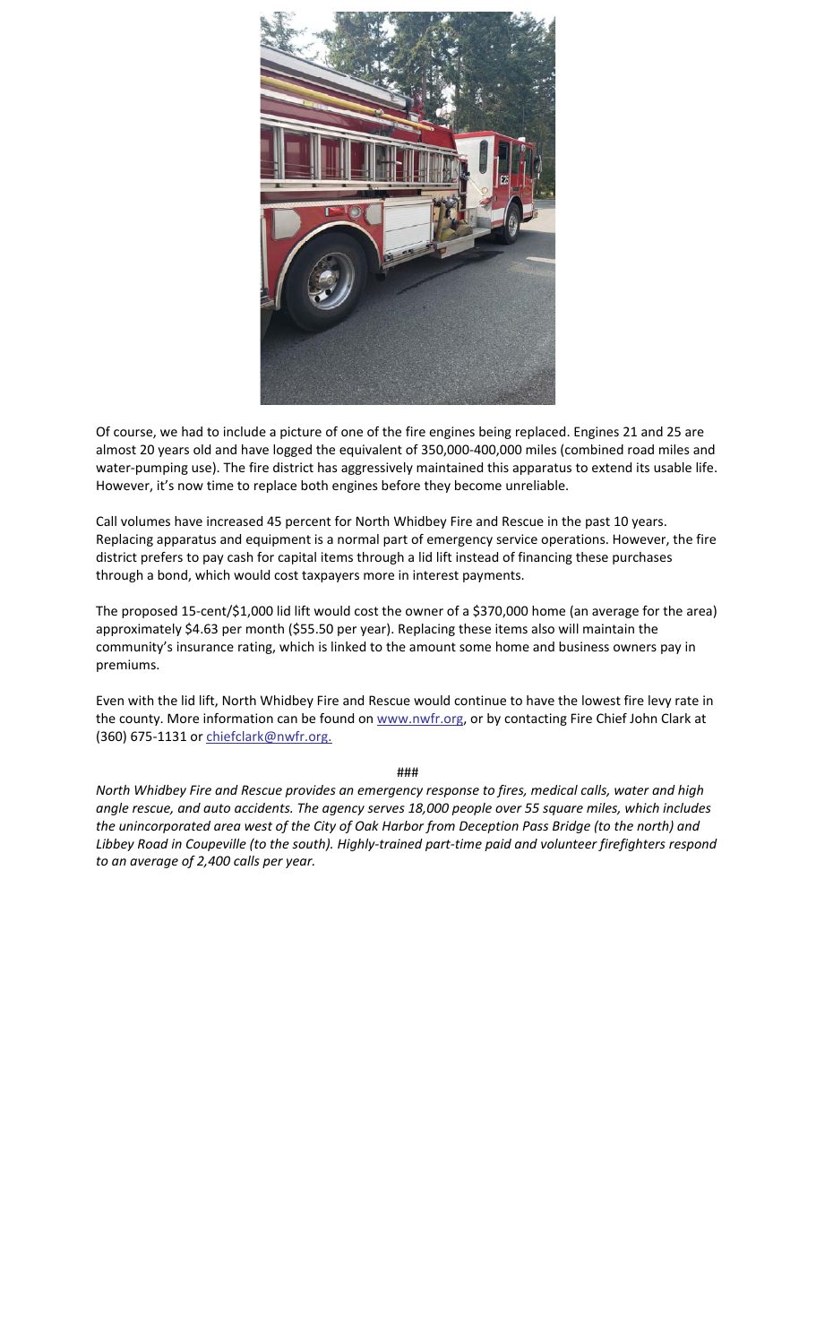Of course, we had to include a picture of one of the fire engines being replaced. Engines 21 and 25 are almost 20 years old and have logged the equivalent of 350,000-400,000 miles (combined road miles and water-pumping use). The fire district has aggressively maintained this apparatus to extend its usable life. However, it's now time to replace both engines before they become unreliable.

Call volumes have increased 45 percent for North Whidbey Fire and Rescue in the past 10 years. Replacing apparatus and equipment is a normal part of emergency service operations. However, the fire district prefers to pay cash for capital items through a lid lift instead of financing these purchases through a bond, which would cost taxpayers more in interest payments.

The proposed 15-cent/$1,000 lid lift would cost the owner of a $370,000 home (an average for the area) approximately $4.63 per month ($55.50 per year). Replacing these items also will maintain the community's insurance rating, which is linked to the amount some home and business owners pay in premiums.

Even with the lid lift, North Whidbey Fire and Rescue would continue to have the lowest fire levy rate in the county. More information can be found on www.nwfr.org, or by contacting Fire Chief John Clark at (360) 675-1131 or chiefclark@nwfr.org.

###

*North Whidbey Fire and Rescue provides an emergency response to fires, medical calls, water and high angle rescue, and auto accidents. The agency serves 18,000 people over 55 square miles, which includes the unincorporated area west of the City of Oak Harbor from Deception Pass Bridge (to the north) and Libbey Road in Coupeville (to the south). Highly-trained part-time paid and volunteer firefighters respond to an average of 2,400 calls per year.*